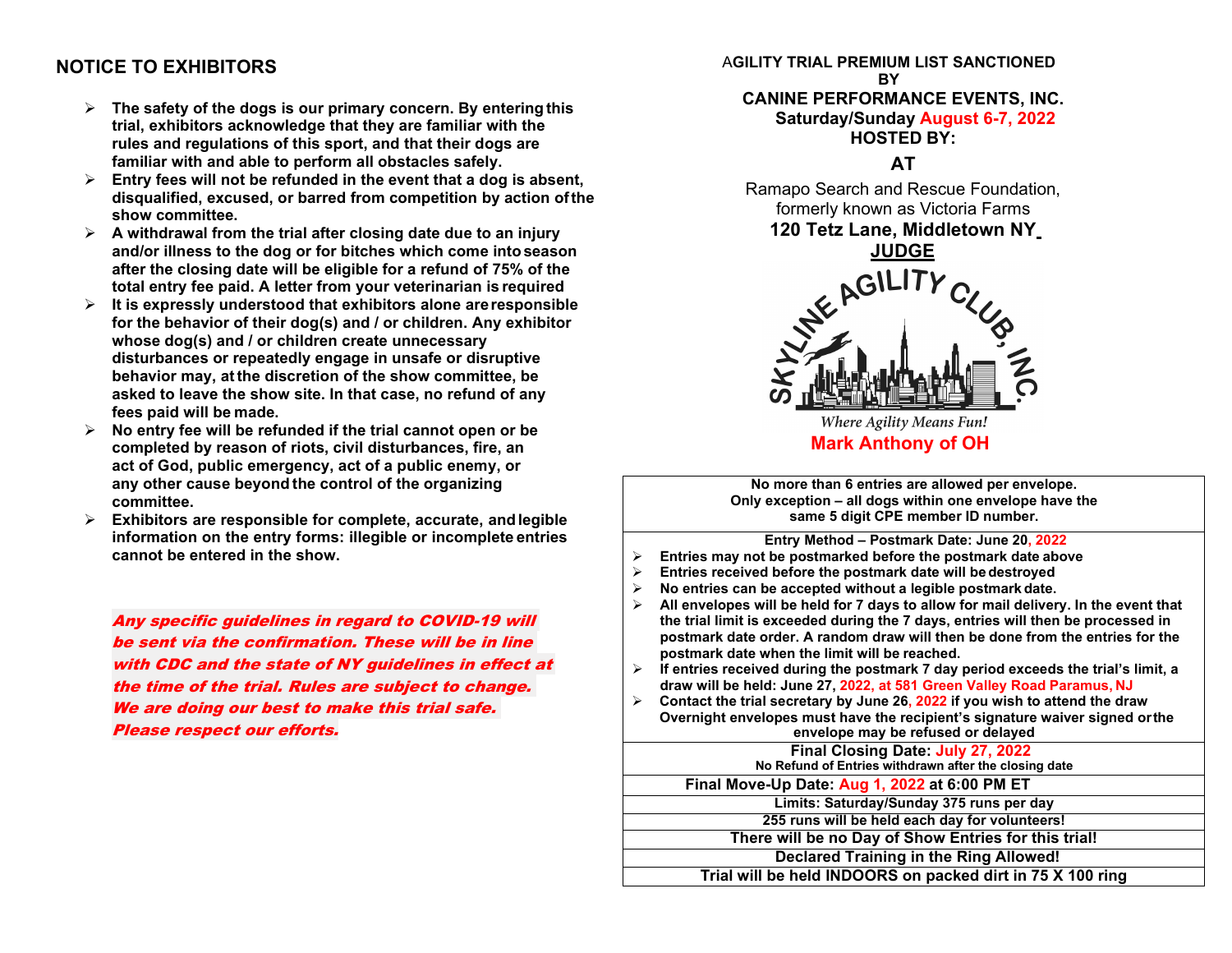## NOTICE TO EXHIBITORS

- **The safety of the dogs is our primary concern. By entering this trial, exhibitors acknowledge that they are familiar with the rules and regulations of this sport, and that their dogs are familiar with and able to perform all obstacles safely.**
- **Entry fees will not be refunded in the event that a dog is absent, disqualified, excused, or barred from competition by action of the show committee.**
- **A withdrawal from the trial after closing date due to an injury and/or illness to the dog or for bitches which come into season after the closing date will be eligible for a refund of 75% of the total entry fee paid. A letter from your veterinarian is required**
- **It is expressly understood that exhibitors alone are responsible for the behavior of their dog(s) and / or children. Any exhibitor whose dog(s) and / or children create unnecessary disturbances or repeatedly engage in unsafe or disruptive behavior may, at the discretion of the show committee, be asked to leave the show site. In that case, no refund of any fees paid will be made.**
- **No entry fee will be refunded if the trial cannot open or be completed by reason of riots, civil disturbances, fire, an act of God, public emergency, act of a public enemy, or any other cause beyond the control of the organizing committee.**
- **Exhibitors are responsible for complete, accurate, and legible information on the entry forms: illegible or incomplete entries cannot be entered in the show.**

***Any specific guidelines in regard to COVID-19 will be sent via the confirmation. These will be in line with CDC and the state of NY guidelines in effect at the time of the trial. Rules are subject to change. We are doing our best to make this trial safe. Please respect our efforts.***

**AGILITY TRIAL PREMIUM LIST SANCTIONED BY**

**CANINE PERFORMANCE EVENTS, INC.**

**Saturday/Sunday August 6-7, 2022**

**HOSTED BY:**

**AT**

Ramapo Search and Rescue Foundation, formerly known as Victoria Farms

**120 Tetz Lane, Middletown NY**

**JUDGE**

SKYLINE AGILITY CLUB, INC.

*Where Agility Means Fun!*

**Mark Anthony of OH**

**No more than 6 entries are allowed per envelope. Only exception – all dogs within one envelope have the same 5 digit CPE member ID number.**

**Entry Method – Postmark Date: June 20, 2022**

- **Entries may not be postmarked before the postmark date above**
- **Entries received before the postmark date will be destroyed**
- **No entries can be accepted without a legible postmark date.**
- **All envelopes will be held for 7 days to allow for mail delivery. In the event that the trial limit is exceeded during the 7 days, entries will then be processed in postmark date order. A random draw will then be done from the entries for the postmark date when the limit will be reached.**
- **If entries received during the postmark 7 day period exceeds the trial's limit, a draw will be held: June 27, 2022, at 581 Green Valley Road Paramus, NJ**
- **Contact the trial secretary by June 26, 2022 if you wish to attend the draw Overnight envelopes must have the recipient's signature waiver signed or the envelope may be refused or delayed**

**Final Closing Date: July 27, 2022**
**No Refund of Entries withdrawn after the closing date**

**Final Move-Up Date: Aug 1, 2022 at 6:00 PM ET**

**Limits: Saturday/Sunday 375 runs per day**

**255 runs will be held each day for volunteers!**

**There will be no Day of Show Entries for this trial!**

**Declared Training in the Ring Allowed!**

**Trial will be held INDOORS on packed dirt in 75 X 100 ring**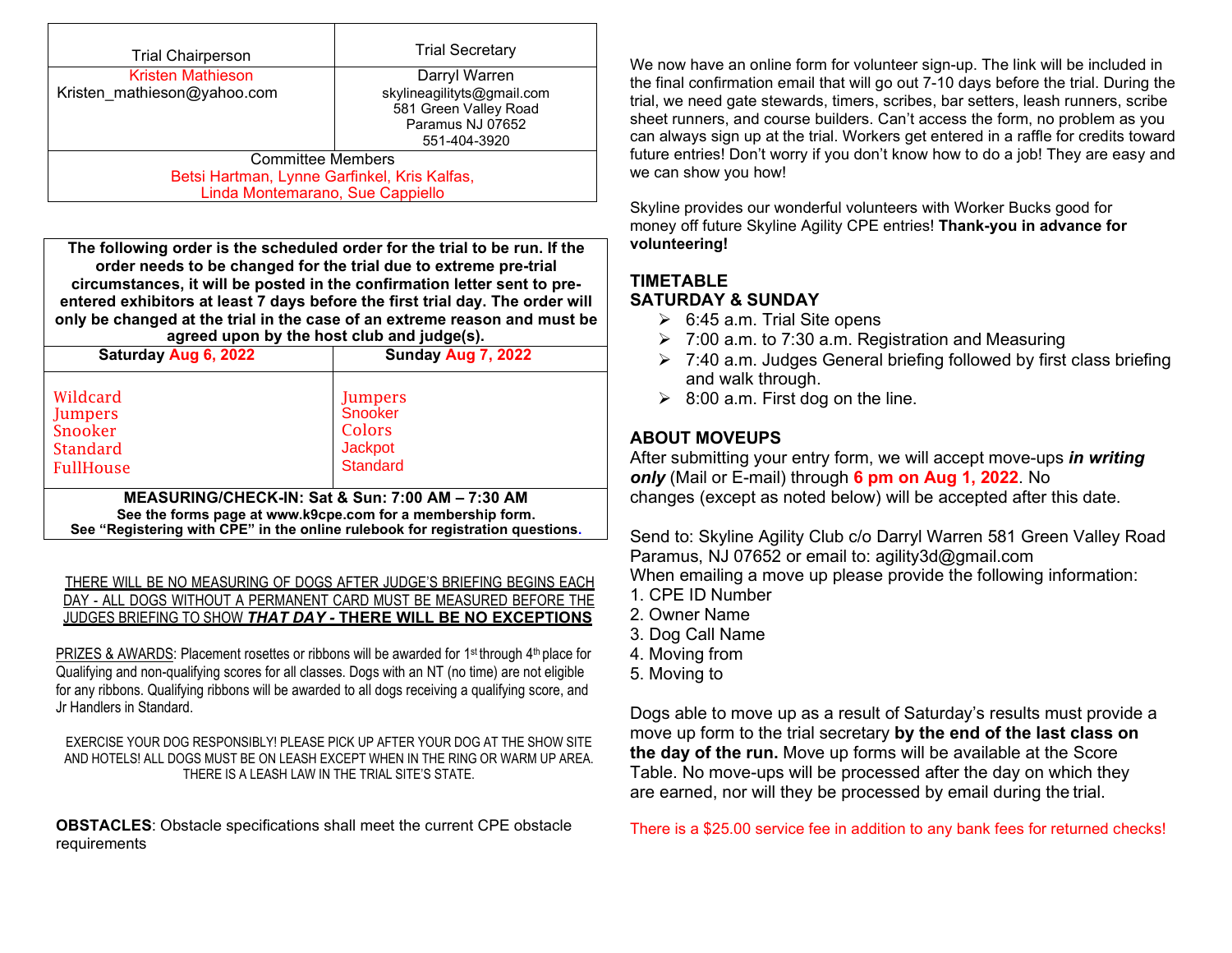| Trial Chairperson | Trial Secretary |
|---|---|
| Kristen Mathieson<br>Kristen_mathieson@yahoo.com | Darryl Warren<br>skylineagilityts@gmail.com<br>581 Green Valley Road<br>Paramus NJ 07652<br>551-404-3920 |
| Committee Members<br>Betsi Hartman, Lynne Garfinkel, Kris Kalfas,<br>Linda Montemarano, Sue Cappiello | |

**The following order is the scheduled order for the trial to be run. If the order needs to be changed for the trial due to extreme pre-trial circumstances, it will be posted in the confirmation letter sent to pre-entered exhibitors at least 7 days before the first trial day. The order will only be changed at the trial in the case of an extreme reason and must be agreed upon by the host club and judge(s).**

| Saturday Aug 6, 2022 | Sunday Aug 7, 2022 |
|---|---|
| Wildcard<br>Jumpers<br>Snooker<br>Standard<br>FullHouse | Jumpers<br>Snooker<br>Colors<br>Jackpot<br>Standard |

**MEASURING/CHECK-IN: Sat & Sun: 7:00 AM – 7:30 AM**
**See the forms page at www.k9cpe.com for a membership form.**
**See "Registering with CPE" in the online rulebook for registration questions.**

THERE WILL BE NO MEASURING OF DOGS AFTER JUDGE'S BRIEFING BEGINS EACH DAY - ALL DOGS WITHOUT A PERMANENT CARD MUST BE MEASURED BEFORE THE JUDGES BRIEFING TO SHOW ***THAT DAY*** **- THERE WILL BE NO EXCEPTIONS**

PRIZES & AWARDS: Placement rosettes or ribbons will be awarded for 1st through 4th place for Qualifying and non-qualifying scores for all classes. Dogs with an NT (no time) are not eligible for any ribbons. Qualifying ribbons will be awarded to all dogs receiving a qualifying score, and Jr Handlers in Standard.

EXERCISE YOUR DOG RESPONSIBLY! PLEASE PICK UP AFTER YOUR DOG AT THE SHOW SITE AND HOTELS! ALL DOGS MUST BE ON LEASH EXCEPT WHEN IN THE RING OR WARM UP AREA. THERE IS A LEASH LAW IN THE TRIAL SITE'S STATE.

**OBSTACLES**: Obstacle specifications shall meet the current CPE obstacle requirements

We now have an online form for volunteer sign-up. The link will be included in the final confirmation email that will go out 7-10 days before the trial. During the trial, we need gate stewards, timers, scribes, bar setters, leash runners, scribe sheet runners, and course builders. Can't access the form, no problem as you can always sign up at the trial. Workers get entered in a raffle for credits toward future entries! Don't worry if you don't know how to do a job! They are easy and we can show you how!

Skyline provides our wonderful volunteers with Worker Bucks good for money off future Skyline Agility CPE entries! **Thank-you in advance for volunteering!**

## TIMETABLE
## SATURDAY & SUNDAY

- 6:45 a.m. Trial Site opens
- 7:00 a.m. to 7:30 a.m. Registration and Measuring
- 7:40 a.m. Judges General briefing followed by first class briefing and walk through.
- 8:00 a.m. First dog on the line.

## ABOUT MOVEUPS

After submitting your entry form, we will accept move-ups ***in writing only*** (Mail or E-mail) through **6 pm on Aug 1, 2022**. No changes (except as noted below) will be accepted after this date.

Send to: Skyline Agility Club c/o Darryl Warren 581 Green Valley Road Paramus, NJ 07652 or email to: agility3d@gmail.com
When emailing a move up please provide the following information:
1. CPE ID Number
2. Owner Name
3. Dog Call Name
4. Moving from
5. Moving to

Dogs able to move up as a result of Saturday's results must provide a move up form to the trial secretary **by the end of the last class on the day of the run.** Move up forms will be available at the Score Table. No move-ups will be processed after the day on which they are earned, nor will they be processed by email during the trial.

There is a $25.00 service fee in addition to any bank fees for returned checks!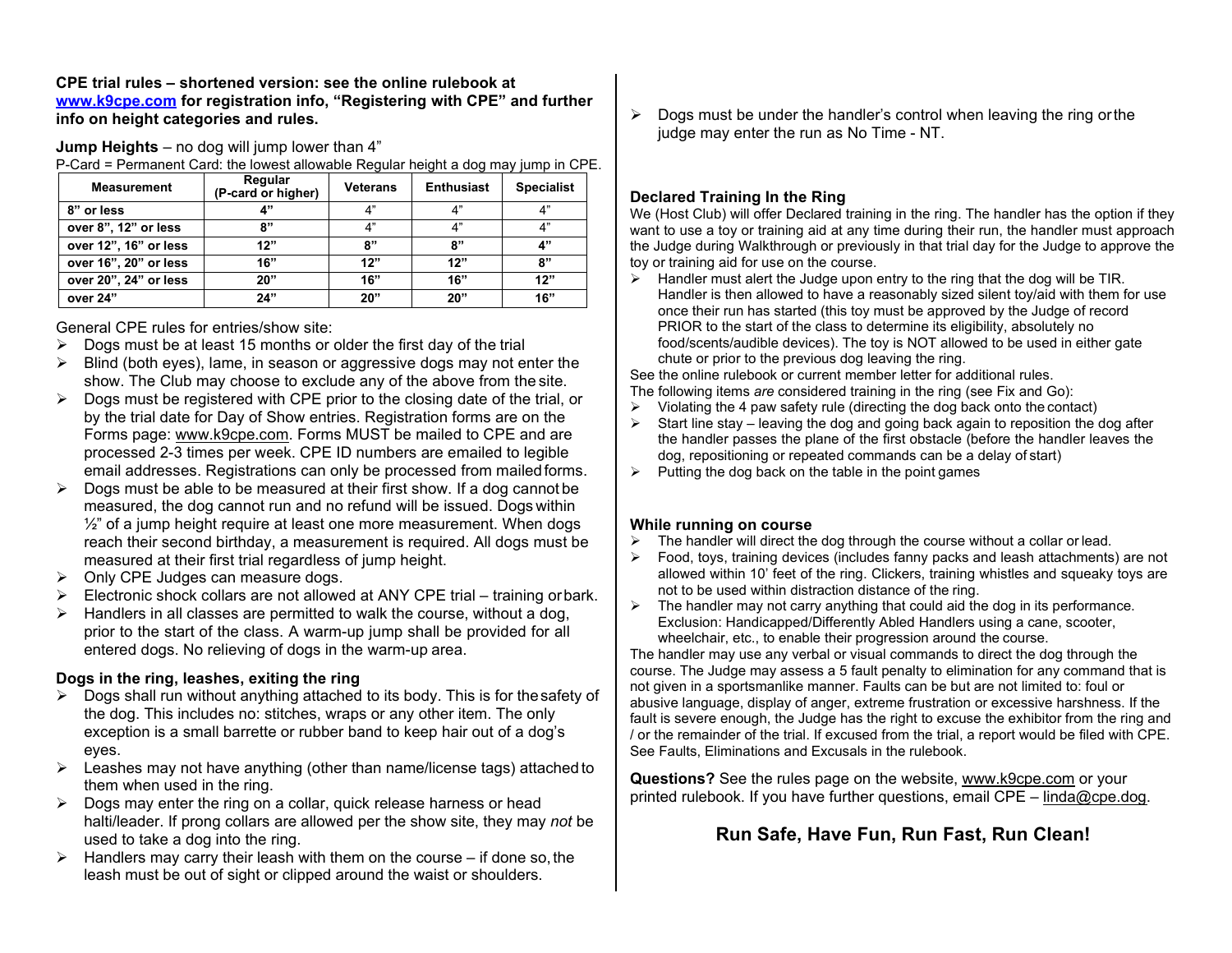**CPE trial rules – shortened version: see the online rulebook at [www.k9cpe.com](http://www.k9cpe.com) for registration info, "Registering with CPE" and further info on height categories and rules.**

**Jump Heights** – no dog will jump lower than 4"

P-Card = Permanent Card: the lowest allowable Regular height a dog may jump in CPE.

| Measurement | Regular (P-card or higher) | Veterans | Enthusiast | Specialist |
|---|---|---|---|---|
| 8" or less | 4" | 4" | 4" | 4" |
| over 8", 12" or less | 8" | 4" | 4" | 4" |
| over 12", 16" or less | 12" | 8" | 8" | 4" |
| over 16", 20" or less | 16" | 12" | 12" | 8" |
| over 20", 24" or less | 20" | 16" | 16" | 12" |
| over 24" | 24" | 20" | 20" | 16" |

General CPE rules for entries/show site:

- Dogs must be at least 15 months or older the first day of the trial
- Blind (both eyes), lame, in season or aggressive dogs may not enter the show. The Club may choose to exclude any of the above from the site.
- Dogs must be registered with CPE prior to the closing date of the trial, or by the trial date for Day of Show entries. Registration forms are on the Forms page: www.k9cpe.com. Forms MUST be mailed to CPE and are processed 2-3 times per week. CPE ID numbers are emailed to legible email addresses. Registrations can only be processed from mailed forms.
- Dogs must be able to be measured at their first show. If a dog cannot be measured, the dog cannot run and no refund will be issued. Dogs within ½" of a jump height require at least one more measurement. When dogs reach their second birthday, a measurement is required. All dogs must be measured at their first trial regardless of jump height.
- Only CPE Judges can measure dogs.
- Electronic shock collars are not allowed at ANY CPE trial – training or bark.
- Handlers in all classes are permitted to walk the course, without a dog, prior to the start of the class. A warm-up jump shall be provided for all entered dogs. No relieving of dogs in the warm-up area.

**Dogs in the ring, leashes, exiting the ring**

- Dogs shall run without anything attached to its body. This is for the safety of the dog. This includes no: stitches, wraps or any other item. The only exception is a small barrette or rubber band to keep hair out of a dog's eyes.
- Leashes may not have anything (other than name/license tags) attached to them when used in the ring.
- Dogs may enter the ring on a collar, quick release harness or head halti/leader. If prong collars are allowed per the show site, they may *not* be used to take a dog into the ring.
- Handlers may carry their leash with them on the course – if done so, the leash must be out of sight or clipped around the waist or shoulders.
- Dogs must be under the handler's control when leaving the ring or the judge may enter the run as No Time - NT.

**Declared Training In the Ring**

We (Host Club) will offer Declared training in the ring. The handler has the option if they want to use a toy or training aid at any time during their run, the handler must approach the Judge during Walkthrough or previously in that trial day for the Judge to approve the toy or training aid for use on the course.

- Handler must alert the Judge upon entry to the ring that the dog will be TIR. Handler is then allowed to have a reasonably sized silent toy/aid with them for use once their run has started (this toy must be approved by the Judge of record PRIOR to the start of the class to determine its eligibility, absolutely no food/scents/audible devices). The toy is NOT allowed to be used in either gate chute or prior to the previous dog leaving the ring.

See the online rulebook or current member letter for additional rules.

The following items *are* considered training in the ring (see Fix and Go):

- Violating the 4 paw safety rule (directing the dog back onto the contact)
- Start line stay – leaving the dog and going back again to reposition the dog after the handler passes the plane of the first obstacle (before the handler leaves the dog, repositioning or repeated commands can be a delay of start)
- Putting the dog back on the table in the point games

**While running on course**

- The handler will direct the dog through the course without a collar or lead.
- Food, toys, training devices (includes fanny packs and leash attachments) are not allowed within 10' feet of the ring. Clickers, training whistles and squeaky toys are not to be used within distraction distance of the ring.
- The handler may not carry anything that could aid the dog in its performance. Exclusion: Handicapped/Differently Abled Handlers using a cane, scooter, wheelchair, etc., to enable their progression around the course.

The handler may use any verbal or visual commands to direct the dog through the course. The Judge may assess a 5 fault penalty to elimination for any command that is not given in a sportsmanlike manner. Faults can be but are not limited to: foul or abusive language, display of anger, extreme frustration or excessive harshness. If the fault is severe enough, the Judge has the right to excuse the exhibitor from the ring and / or the remainder of the trial. If excused from the trial, a report would be filed with CPE. See Faults, Eliminations and Excusals in the rulebook.

**Questions?** See the rules page on the website, www.k9cpe.com or your printed rulebook. If you have further questions, email CPE – linda@cpe.dog.

**Run Safe, Have Fun, Run Fast, Run Clean!**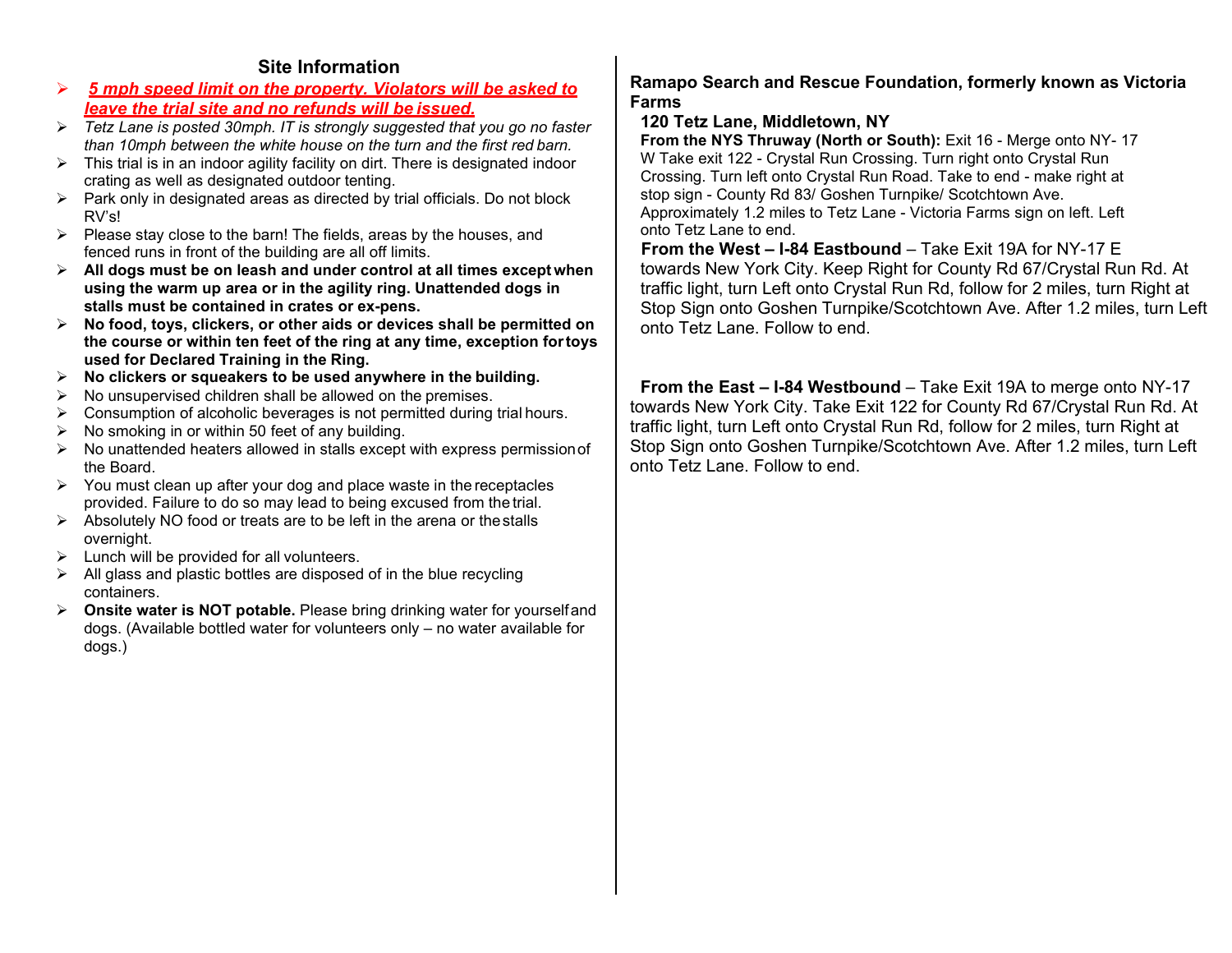## Site Information

- ***5 mph speed limit on the property. Violators will be asked to leave the trial site and no refunds will be issued.***
- *Tetz Lane is posted 30mph. IT is strongly suggested that you go no faster than 10mph between the white house on the turn and the first red barn.*
- This trial is in an indoor agility facility on dirt. There is designated indoor crating as well as designated outdoor tenting.
- Park only in designated areas as directed by trial officials. Do not block RV's!
- Please stay close to the barn! The fields, areas by the houses, and fenced runs in front of the building are all off limits.
- **All dogs must be on leash and under control at all times except when using the warm up area or in the agility ring. Unattended dogs in stalls must be contained in crates or ex-pens.**
- **No food, toys, clickers, or other aids or devices shall be permitted on the course or within ten feet of the ring at any time, exception for toys used for Declared Training in the Ring.**
- **No clickers or squeakers to be used anywhere in the building.**
- No unsupervised children shall be allowed on the premises.
- Consumption of alcoholic beverages is not permitted during trial hours.
- No smoking in or within 50 feet of any building.
- No unattended heaters allowed in stalls except with express permission of the Board.
- You must clean up after your dog and place waste in the receptacles provided. Failure to do so may lead to being excused from the trial.
- Absolutely NO food or treats are to be left in the arena or the stalls overnight.
- Lunch will be provided for all volunteers.
- All glass and plastic bottles are disposed of in the blue recycling containers.
- **Onsite water is NOT potable.** Please bring drinking water for yourself and dogs. (Available bottled water for volunteers only – no water available for dogs.)

**Ramapo Search and Rescue Foundation, formerly known as Victoria Farms**

**120 Tetz Lane, Middletown, NY**

**From the NYS Thruway (North or South):** Exit 16 - Merge onto NY- 17 W Take exit 122 - Crystal Run Crossing. Turn right onto Crystal Run Crossing. Turn left onto Crystal Run Road. Take to end - make right at stop sign - County Rd 83/ Goshen Turnpike/ Scotchtown Ave. Approximately 1.2 miles to Tetz Lane - Victoria Farms sign on left. Left onto Tetz Lane to end.

**From the West – I-84 Eastbound** – Take Exit 19A for NY-17 E towards New York City. Keep Right for County Rd 67/Crystal Run Rd. At traffic light, turn Left onto Crystal Run Rd, follow for 2 miles, turn Right at Stop Sign onto Goshen Turnpike/Scotchtown Ave. After 1.2 miles, turn Left onto Tetz Lane. Follow to end.

**From the East – I-84 Westbound** – Take Exit 19A to merge onto NY-17 towards New York City. Take Exit 122 for County Rd 67/Crystal Run Rd. At traffic light, turn Left onto Crystal Run Rd, follow for 2 miles, turn Right at Stop Sign onto Goshen Turnpike/Scotchtown Ave. After 1.2 miles, turn Left onto Tetz Lane. Follow to end.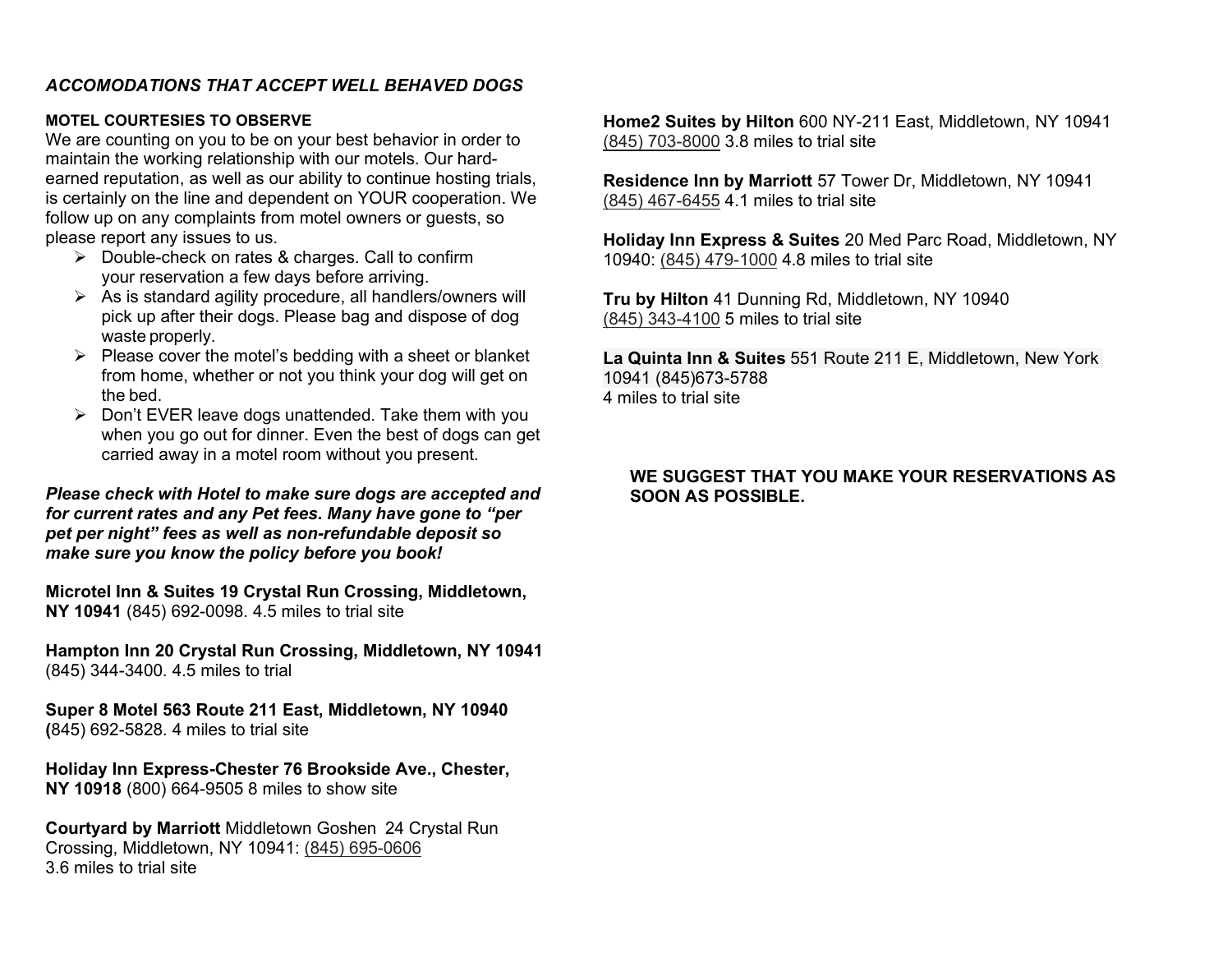### *ACCOMODATIONS THAT ACCEPT WELL BEHAVED DOGS*

**MOTEL COURTESIES TO OBSERVE**

We are counting on you to be on your best behavior in order to maintain the working relationship with our motels. Our hard-earned reputation, as well as our ability to continue hosting trials, is certainly on the line and dependent on YOUR cooperation. We follow up on any complaints from motel owners or guests, so please report any issues to us.

- Double-check on rates & charges. Call to confirm your reservation a few days before arriving.
- As is standard agility procedure, all handlers/owners will pick up after their dogs. Please bag and dispose of dog waste properly.
- Please cover the motel's bedding with a sheet or blanket from home, whether or not you think your dog will get on the bed.
- Don't EVER leave dogs unattended. Take them with you when you go out for dinner. Even the best of dogs can get carried away in a motel room without you present.

***Please check with Hotel to make sure dogs are accepted and for current rates and any Pet fees. Many have gone to "per pet per night" fees as well as non-refundable deposit so make sure you know the policy before you book!***

**Microtel Inn & Suites 19 Crystal Run Crossing, Middletown, NY 10941** (845) 692-0098. 4.5 miles to trial site

**Hampton Inn 20 Crystal Run Crossing, Middletown, NY 10941** (845) 344-3400. 4.5 miles to trial

**Super 8 Motel 563 Route 211 East, Middletown, NY 10940 (**845) 692-5828. 4 miles to trial site

**Holiday Inn Express-Chester 76 Brookside Ave., Chester, NY 10918** (800) 664-9505 8 miles to show site

**Courtyard by Marriott** Middletown Goshen 24 Crystal Run Crossing, Middletown, NY 10941: (845) 695-0606
3.6 miles to trial site

**Home2 Suites by Hilton** 600 NY-211 East, Middletown, NY 10941 (845) 703-8000 3.8 miles to trial site

**Residence Inn by Marriott** 57 Tower Dr, Middletown, NY 10941 (845) 467-6455 4.1 miles to trial site

**Holiday Inn Express & Suites** 20 Med Parc Road, Middletown, NY 10940: (845) 479-1000 4.8 miles to trial site

**Tru by Hilton** 41 Dunning Rd, Middletown, NY 10940 (845) 343-4100 5 miles to trial site

**La Quinta Inn & Suites** 551 Route 211 E, Middletown, New York 10941 (845)673-5788
4 miles to trial site

**WE SUGGEST THAT YOU MAKE YOUR RESERVATIONS AS SOON AS POSSIBLE.**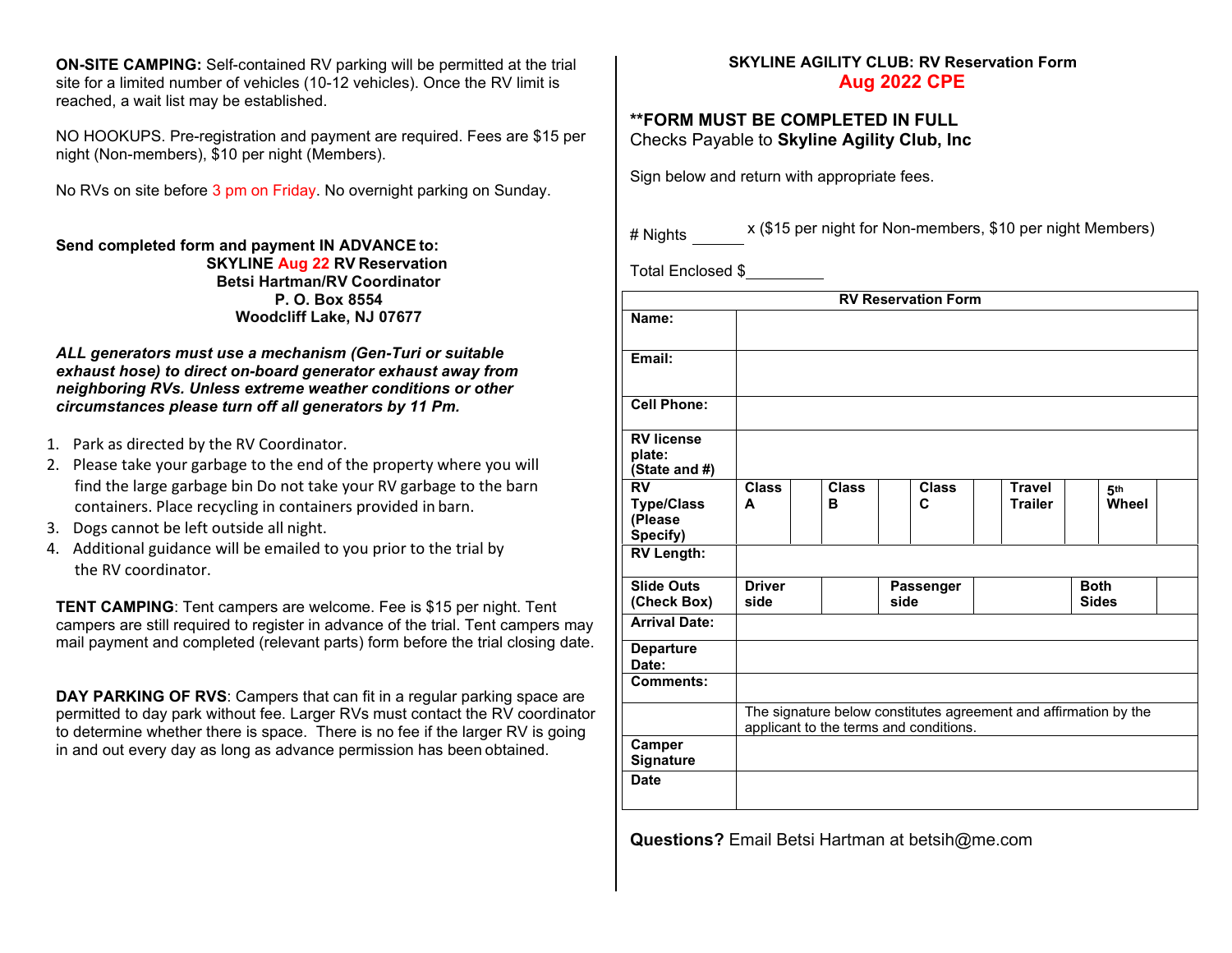**ON-SITE CAMPING:** Self-contained RV parking will be permitted at the trial site for a limited number of vehicles (10-12 vehicles). Once the RV limit is reached, a wait list may be established.

NO HOOKUPS. Pre-registration and payment are required. Fees are $15 per night (Non-members), $10 per night (Members).

No RVs on site before 3 pm on Friday. No overnight parking on Sunday.

**Send completed form and payment IN ADVANCE to:**
**SKYLINE Aug 22 RV Reservation**
**Betsi Hartman/RV Coordinator**
**P. O. Box 8554**
**Woodcliff Lake, NJ 07677**

***ALL generators must use a mechanism (Gen-Turi or suitable exhaust hose) to direct on-board generator exhaust away from neighboring RVs. Unless extreme weather conditions or other circumstances please turn off all generators by 11 Pm.***

1. Park as directed by the RV Coordinator.
2. Please take your garbage to the end of the property where you will find the large garbage bin Do not take your RV garbage to the barn containers. Place recycling in containers provided in barn.
3. Dogs cannot be left outside all night.
4. Additional guidance will be emailed to you prior to the trial by the RV coordinator.

**TENT CAMPING**: Tent campers are welcome. Fee is $15 per night. Tent campers are still required to register in advance of the trial. Tent campers may mail payment and completed (relevant parts) form before the trial closing date.

**DAY PARKING OF RVS**: Campers that can fit in a regular parking space are permitted to day park without fee. Larger RVs must contact the RV coordinator to determine whether there is space. There is no fee if the larger RV is going in and out every day as long as advance permission has been obtained.

**SKYLINE AGILITY CLUB: RV Reservation Form**
**Aug 2022 CPE**

**\*\*FORM MUST BE COMPLETED IN FULL**
Checks Payable to **Skyline Agility Club, Inc**

Sign below and return with appropriate fees.

\# Nights ______ x ($15 per night for Non-members, $10 per night Members)

Total Enclosed $_________

| RV Reservation Form | | | | | | | | | | |
|---|---|---|---|---|---|---|---|---|---|---|
| **Name:** | | | | | | | | | | |
| **Email:** | | | | | | | | | | |
| **Cell Phone:** | | | | | | | | | | |
| **RV license plate: (State and #)** | | | | | | | | | | |
| **RV Type/Class (Please Specify)** | **Class A** | | **Class B** | | **Class C** | | **Travel Trailer** | | **5th Wheel** | |
| **RV Length:** | | | | | | | | | | |
| **Slide Outs (Check Box)** | **Driver side** | | **Passenger side** | | **Both Sides** | | | | | |
| **Arrival Date:** | | | | | | | | | | |
| **Departure Date:** | | | | | | | | | | |
| **Comments:** | | | | | | | | | | |
| | The signature below constitutes agreement and affirmation by the applicant to the terms and conditions. | | | | | | | | | |
| **Camper Signature** | | | | | | | | | | |
| **Date** | | | | | | | | | | |

**Questions?** Email Betsi Hartman at betsih@me.com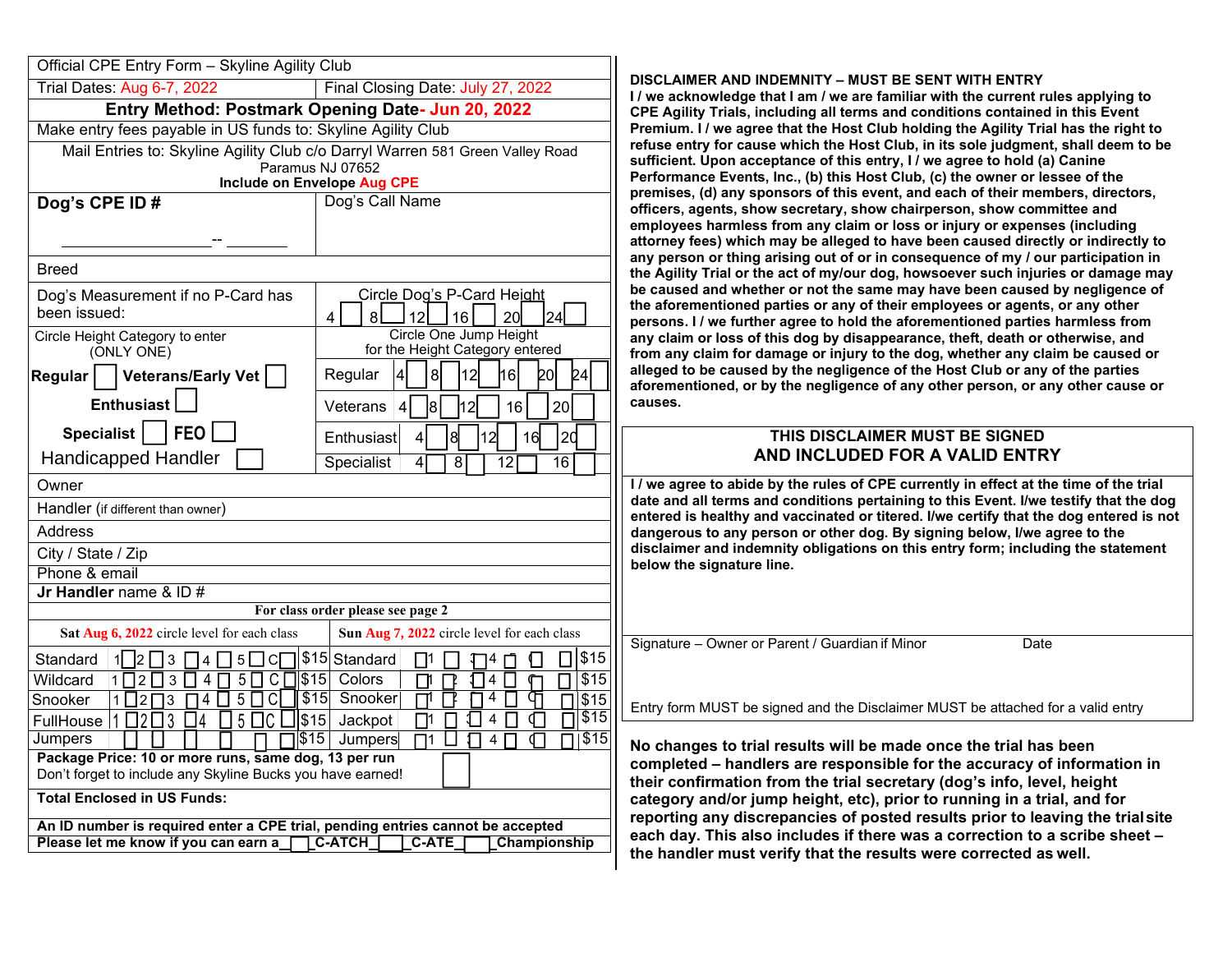Official CPE Entry Form – Skyline Agility Club

| | |
|---|---|
| Trial Dates: Aug 6-7, 2022 | Final Closing Date: July 27, 2022 |

**Entry Method: Postmark Opening Date- Jun 20, 2022**

Make entry fees payable in US funds to: Skyline Agility Club

Mail Entries to: Skyline Agility Club c/o Darryl Warren 581 Green Valley Road Paramus NJ 07652
**Include on Envelope Aug CPE**

| | |
|---|---|
| **Dog's CPE ID #** ____________ -- ______ | Dog's Call Name |
| Breed | |
| Dog's Measurement if no P-Card has been issued: | Circle Dog's P-Card Height 4 ☐ 8 ☐ 12 ☐ 16 ☐ 20 ☐ 24 ☐ |
| Circle Height Category to enter (ONLY ONE) | Circle One Jump Height for the Height Category entered |
| **Regular** ☐ **Veterans/Early Vet** ☐ | Regular 4 ☐ 8 ☐ 12 ☐ 16 ☐ 20 ☐ 24 ☐ |
| **Enthusiast** ☐ | Veterans 4 ☐ 8 ☐ 12 ☐ 16 ☐ 20 ☐ |
| **Specialist** ☐ **FEO** ☐ | Enthusiast 4 ☐ 8 ☐ 12 ☐ 16 ☐ 20 ☐ |
| Handicapped Handler ☐ | Specialist 4 ☐ 8 ☐ 12 ☐ 16 ☐ |

Owner

Handler (if different than owner)

Address

City / State / Zip

Phone & email

**Jr Handler name & ID #**

For class order please see page 2

| Sat Aug 6, 2022 circle level for each class | | | Sun Aug 7, 2022 circle level for each class | | |
|---|---|---|---|---|---|
| Standard | 1 ☐ 2 ☐ 3 ☐ 4 ☐ 5 ☐ C ☐ | $15 | Standard | 1 ☐ ☐ ☐ 4 ☐ ☐ ☐ | $15 |
| Wildcard | 1 ☐ 2 ☐ 3 ☐ 4 ☐ 5 ☐ C ☐ | $15 | Colors | 1 ☐ ☐ ☐ 4 ☐ ☐ ☐ | $15 |
| Snooker | 1 ☐ 2 ☐ 3 ☐ 4 ☐ 5 ☐ C ☐ | $15 | Snooker | 1 ☐ ☐ ☐ 4 ☐ ☐ ☐ | $15 |
| FullHouse | 1 ☐ 2 ☐ 3 ☐ 4 ☐ 5 ☐ C ☐ | $15 | Jackpot | 1 ☐ ☐ ☐ 4 ☐ ☐ ☐ | $15 |
| Jumpers | ☐ ☐ ☐ ☐ ☐ ☐ | $15 | Jumpers | 1 ☐ ☐ ☐ 4 ☐ ☐ ☐ | $15 |

**Package Price: 10 or more runs, same dog, 13 per run**
Don't forget to include any Skyline Bucks you have earned! ☐

**Total Enclosed in US Funds:**

**An ID number is required enter a CPE trial, pending entries cannot be accepted**

**Please let me know if you can earn a ☐ C-ATCH ☐ C-ATE ☐ Championship**

**DISCLAIMER AND INDEMNITY – MUST BE SENT WITH ENTRY**

**I / we acknowledge that I am / we are familiar with the current rules applying to CPE Agility Trials, including all terms and conditions contained in this Event Premium. I / we agree that the Host Club holding the Agility Trial has the right to refuse entry for cause which the Host Club, in its sole judgment, shall deem to be sufficient. Upon acceptance of this entry, I / we agree to hold (a) Canine Performance Events, Inc., (b) this Host Club, (c) the owner or lessee of the premises, (d) any sponsors of this event, and each of their members, directors, officers, agents, show secretary, show chairperson, show committee and employees harmless from any claim or loss or injury or expenses (including attorney fees) which may be alleged to have been caused directly or indirectly to any person or thing arising out of or in consequence of my / our participation in the Agility Trial or the act of my/our dog, howsoever such injuries or damage may be caused and whether or not the same may have been caused by negligence of the aforementioned parties or any of their employees or agents, or any other persons. I / we further agree to hold the aforementioned parties harmless from any claim or loss of this dog by disappearance, theft, death or otherwise, and from any claim for damage or injury to the dog, whether any claim be caused or alleged to be caused by the negligence of the Host Club or any of the parties aforementioned, or by the negligence of any other person, or any other cause or causes.**

**THIS DISCLAIMER MUST BE SIGNED AND INCLUDED FOR A VALID ENTRY**

**I / we agree to abide by the rules of CPE currently in effect at the time of the trial date and all terms and conditions pertaining to this Event. I/we testify that the dog entered is healthy and vaccinated or titered. I/we certify that the dog entered is not dangerous to any person or other dog. By signing below, I/we agree to the disclaimer and indemnity obligations on this entry form; including the statement below the signature line.**

Signature – Owner or Parent / Guardian if Minor Date

Entry form MUST be signed and the Disclaimer MUST be attached for a valid entry

**No changes to trial results will be made once the trial has been completed – handlers are responsible for the accuracy of information in their confirmation from the trial secretary (dog's info, level, height category and/or jump height, etc), prior to running in a trial, and for reporting any discrepancies of posted results prior to leaving the trial site each day. This also includes if there was a correction to a scribe sheet – the handler must verify that the results were corrected as well.**